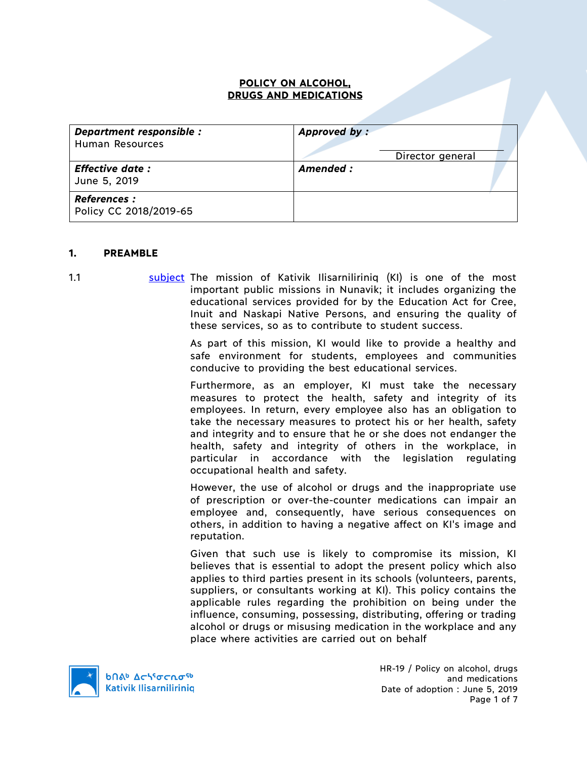# POLICY ON ALCOHOL, DRUGS AND MEDICATIONS

| ***Department responsible :*** Human Resources | ***Approved by :*** Director general |
|---|---|
| ***Effective date :*** June 5, 2019 | ***Amended :*** |
| ***References :*** Policy CC 2018/2019-65 | |

## 1. PREAMBLE

1.1 subject The mission of Kativik Ilisarniliriniq (KI) is one of the most important public missions in Nunavik; it includes organizing the educational services provided for by the Education Act for Cree, Inuit and Naskapi Native Persons, and ensuring the quality of these services, so as to contribute to student success.

As part of this mission, KI would like to provide a healthy and safe environment for students, employees and communities conducive to providing the best educational services.

Furthermore, as an employer, KI must take the necessary measures to protect the health, safety and integrity of its employees. In return, every employee also has an obligation to take the necessary measures to protect his or her health, safety and integrity and to ensure that he or she does not endanger the health, safety and integrity of others in the workplace, in particular in accordance with the legislation regulating occupational health and safety.

However, the use of alcohol or drugs and the inappropriate use of prescription or over-the-counter medications can impair an employee and, consequently, have serious consequences on others, in addition to having a negative affect on KI's image and reputation.

Given that such use is likely to compromise its mission, KI believes that is essential to adopt the present policy which also applies to third parties present in its schools (volunteers, parents, suppliers, or consultants working at KI). This policy contains the applicable rules regarding the prohibition on being under the influence, consuming, possessing, distributing, offering or trading alcohol or drugs or misusing medication in the workplace and any place where activities are carried out on behalf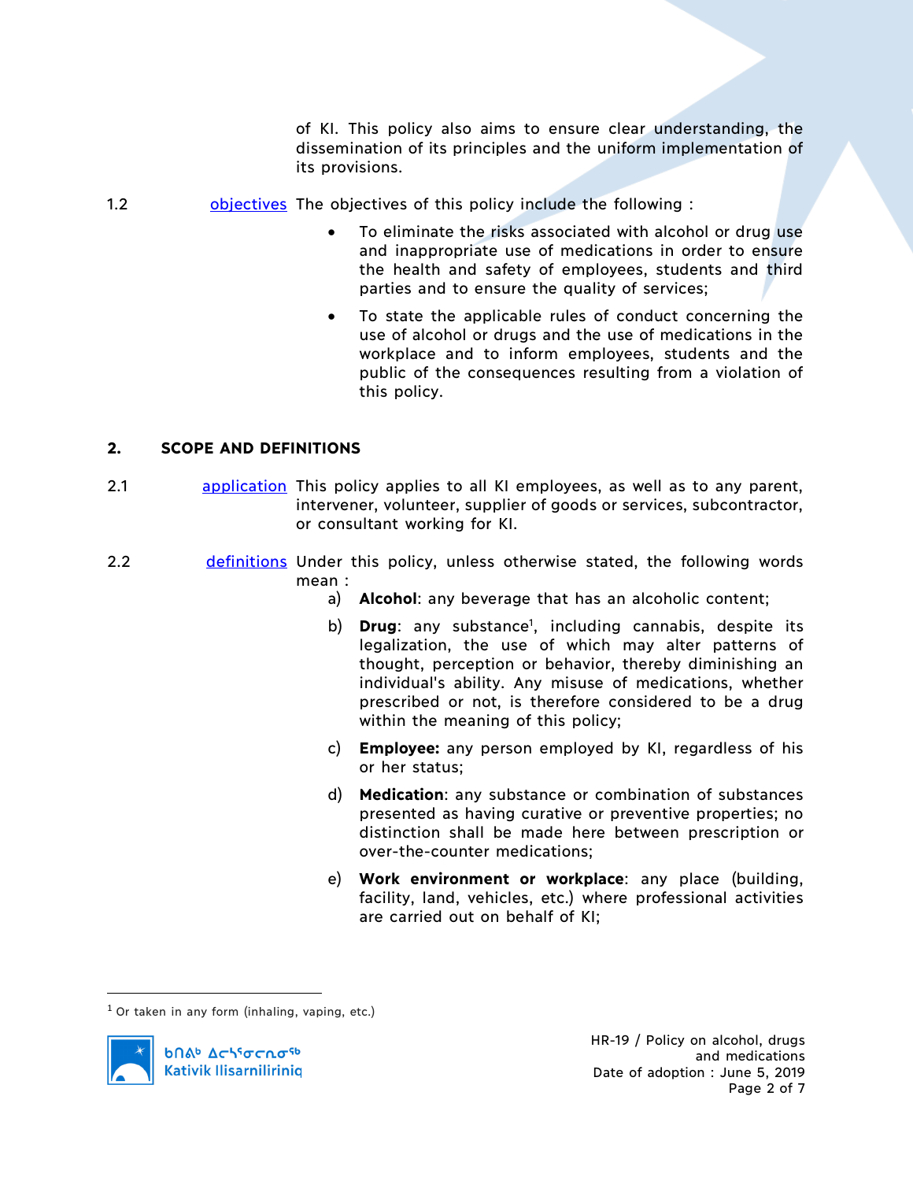of KI. This policy also aims to ensure clear understanding, the dissemination of its principles and the uniform implementation of its provisions.

1.2 objectives The objectives of this policy include the following :

- To eliminate the risks associated with alcohol or drug use and inappropriate use of medications in order to ensure the health and safety of employees, students and third parties and to ensure the quality of services;
- To state the applicable rules of conduct concerning the use of alcohol or drugs and the use of medications in the workplace and to inform employees, students and the public of the consequences resulting from a violation of this policy.

## 2. SCOPE AND DEFINITIONS

2.1 application This policy applies to all KI employees, as well as to any parent, intervener, volunteer, supplier of goods or services, subcontractor, or consultant working for KI.

2.2 definitions Under this policy, unless otherwise stated, the following words mean :

a) **Alcohol**: any beverage that has an alcoholic content;

b) **Drug**: any substance[1], including cannabis, despite its legalization, the use of which may alter patterns of thought, perception or behavior, thereby diminishing an individual's ability. Any misuse of medications, whether prescribed or not, is therefore considered to be a drug within the meaning of this policy;

c) **Employee:** any person employed by KI, regardless of his or her status;

d) **Medication**: any substance or combination of substances presented as having curative or preventive properties; no distinction shall be made here between prescription or over-the-counter medications;

e) **Work environment or workplace**: any place (building, facility, land, vehicles, etc.) where professional activities are carried out on behalf of KI;

[1] Or taken in any form (inhaling, vaping, etc.)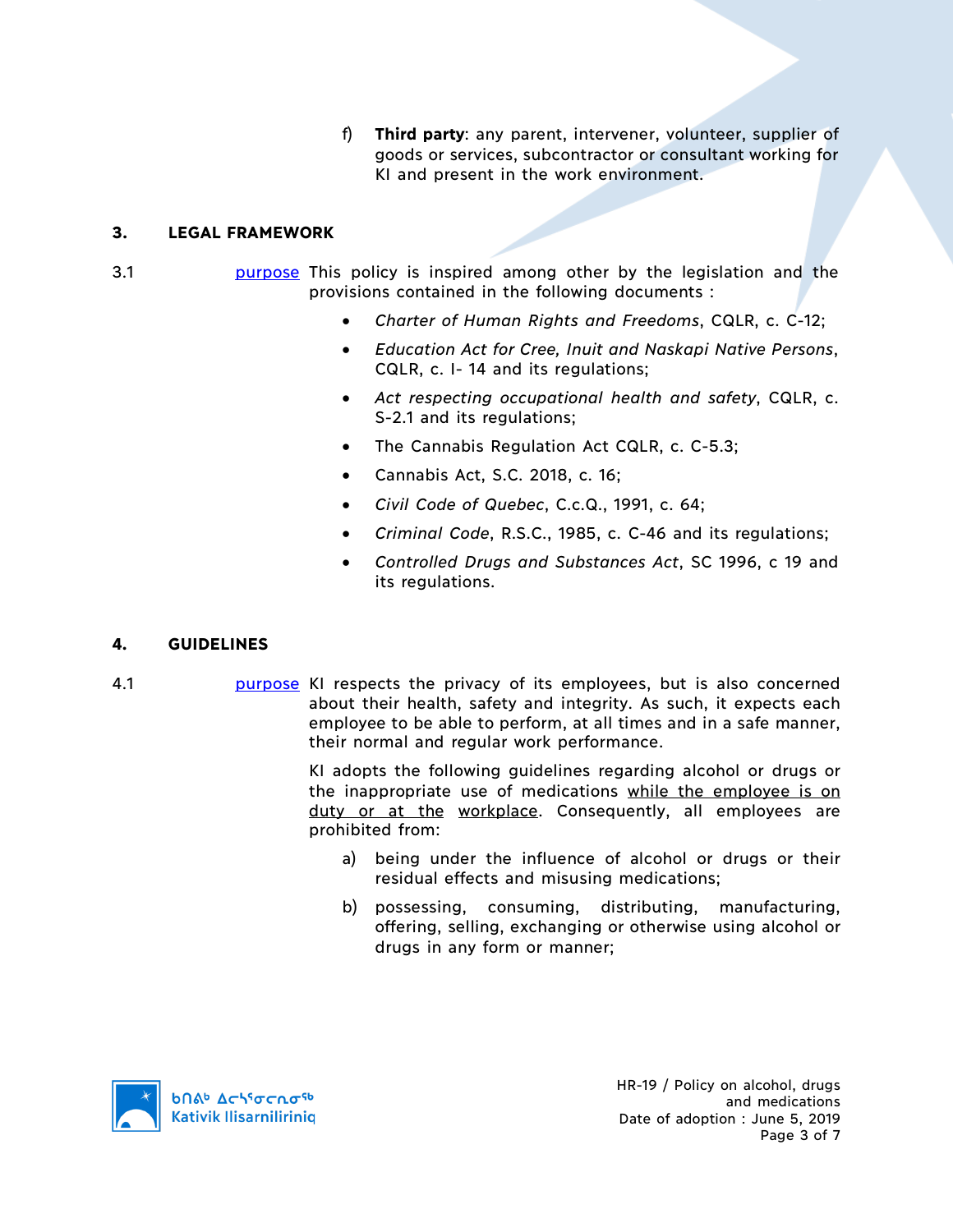f) **Third party**: any parent, intervener, volunteer, supplier of goods or services, subcontractor or consultant working for KI and present in the work environment.

## 3. LEGAL FRAMEWORK

3.1 purpose This policy is inspired among other by the legislation and the provisions contained in the following documents :

- *Charter of Human Rights and Freedoms*, CQLR, c. C-12;
- *Education Act for Cree, Inuit and Naskapi Native Persons*, CQLR, c. I- 14 and its regulations;
- *Act respecting occupational health and safety*, CQLR, c. S-2.1 and its regulations;
- The Cannabis Regulation Act CQLR, c. C-5.3;
- Cannabis Act, S.C. 2018, c. 16;
- *Civil Code of Quebec*, C.c.Q., 1991, c. 64;
- *Criminal Code*, R.S.C., 1985, c. C-46 and its regulations;
- *Controlled Drugs and Substances Act*, SC 1996, c 19 and its regulations.

## 4. GUIDELINES

4.1 purpose KI respects the privacy of its employees, but is also concerned about their health, safety and integrity. As such, it expects each employee to be able to perform, at all times and in a safe manner, their normal and regular work performance.

KI adopts the following guidelines regarding alcohol or drugs or the inappropriate use of medications while the employee is on duty or at the workplace. Consequently, all employees are prohibited from:

a) being under the influence of alcohol or drugs or their residual effects and misusing medications;

b) possessing, consuming, distributing, manufacturing, offering, selling, exchanging or otherwise using alcohol or drugs in any form or manner;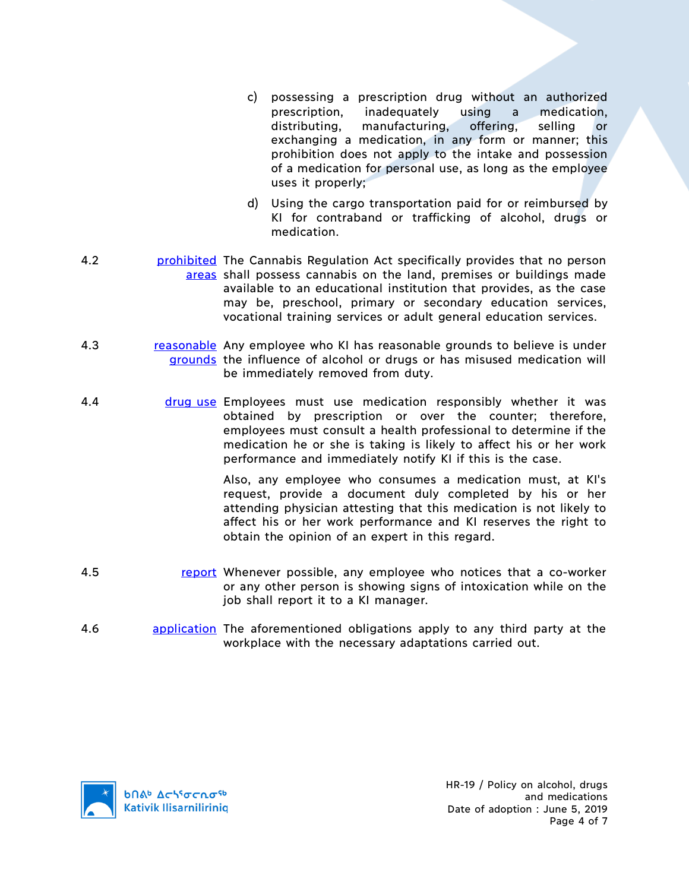c) possessing a prescription drug without an authorized prescription, inadequately using a medication, distributing, manufacturing, offering, selling or exchanging a medication, in any form or manner; this prohibition does not apply to the intake and possession of a medication for personal use, as long as the employee uses it properly;

d) Using the cargo transportation paid for or reimbursed by KI for contraband or trafficking of alcohol, drugs or medication.

4.2 **prohibited areas** The Cannabis Regulation Act specifically provides that no person shall possess cannabis on the land, premises or buildings made available to an educational institution that provides, as the case may be, preschool, primary or secondary education services, vocational training services or adult general education services.

4.3 **reasonable grounds** Any employee who KI has reasonable grounds to believe is under the influence of alcohol or drugs or has misused medication will be immediately removed from duty.

4.4 **drug use** Employees must use medication responsibly whether it was obtained by prescription or over the counter; therefore, employees must consult a health professional to determine if the medication he or she is taking is likely to affect his or her work performance and immediately notify KI if this is the case.

Also, any employee who consumes a medication must, at KI's request, provide a document duly completed by his or her attending physician attesting that this medication is not likely to affect his or her work performance and KI reserves the right to obtain the opinion of an expert in this regard.

4.5 **report** Whenever possible, any employee who notices that a co-worker or any other person is showing signs of intoxication while on the job shall report it to a KI manager.

4.6 **application** The aforementioned obligations apply to any third party at the workplace with the necessary adaptations carried out.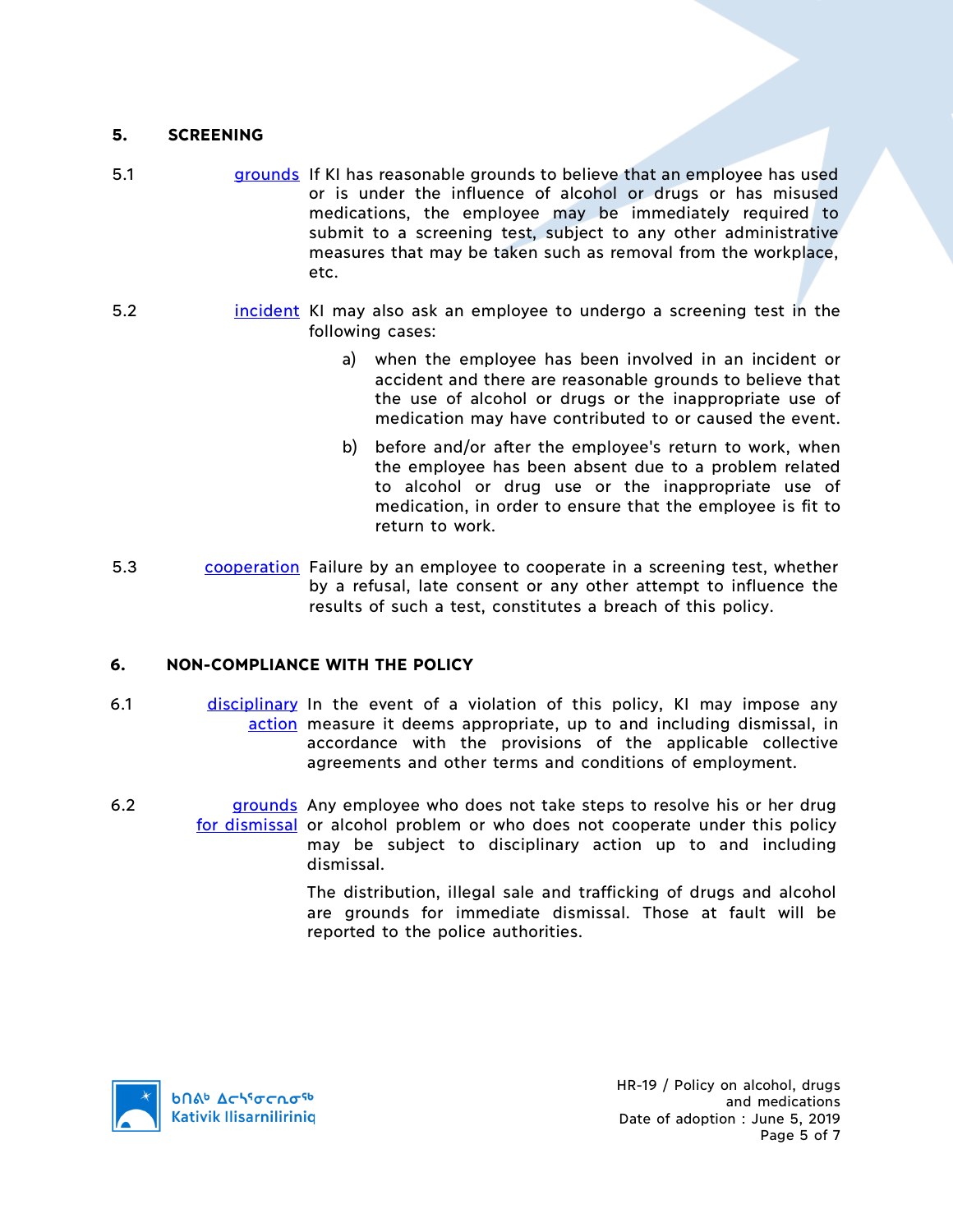## 5. SCREENING

5.1 grounds If KI has reasonable grounds to believe that an employee has used or is under the influence of alcohol or drugs or has misused medications, the employee may be immediately required to submit to a screening test, subject to any other administrative measures that may be taken such as removal from the workplace, etc.

5.2 incident KI may also ask an employee to undergo a screening test in the following cases:

a) when the employee has been involved in an incident or accident and there are reasonable grounds to believe that the use of alcohol or drugs or the inappropriate use of medication may have contributed to or caused the event.

b) before and/or after the employee's return to work, when the employee has been absent due to a problem related to alcohol or drug use or the inappropriate use of medication, in order to ensure that the employee is fit to return to work.

5.3 cooperation Failure by an employee to cooperate in a screening test, whether by a refusal, late consent or any other attempt to influence the results of such a test, constitutes a breach of this policy.

## 6. NON-COMPLIANCE WITH THE POLICY

6.1 disciplinary action In the event of a violation of this policy, KI may impose any measure it deems appropriate, up to and including dismissal, in accordance with the provisions of the applicable collective agreements and other terms and conditions of employment.

6.2 grounds for dismissal Any employee who does not take steps to resolve his or her drug or alcohol problem or who does not cooperate under this policy may be subject to disciplinary action up to and including dismissal.

The distribution, illegal sale and trafficking of drugs and alcohol are grounds for immediate dismissal. Those at fault will be reported to the police authorities.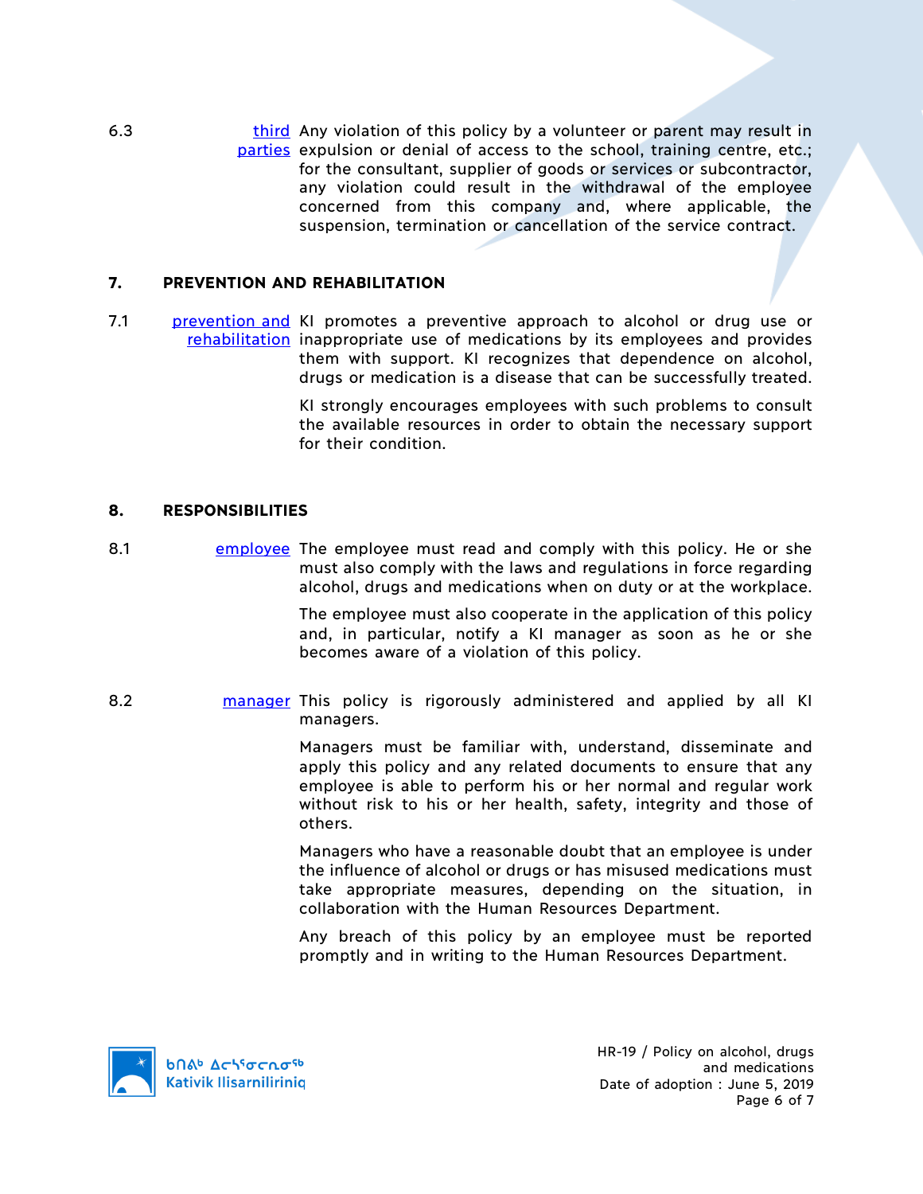6.3 [third parties] Any violation of this policy by a volunteer or parent may result in expulsion or denial of access to the school, training centre, etc.; for the consultant, supplier of goods or services or subcontractor, any violation could result in the withdrawal of the employee concerned from this company and, where applicable, the suspension, termination or cancellation of the service contract.

## 7. PREVENTION AND REHABILITATION

7.1 [prevention and rehabilitation] KI promotes a preventive approach to alcohol or drug use or inappropriate use of medications by its employees and provides them with support. KI recognizes that dependence on alcohol, drugs or medication is a disease that can be successfully treated.

KI strongly encourages employees with such problems to consult the available resources in order to obtain the necessary support for their condition.

## 8. RESPONSIBILITIES

8.1 [employee] The employee must read and comply with this policy. He or she must also comply with the laws and regulations in force regarding alcohol, drugs and medications when on duty or at the workplace.

The employee must also cooperate in the application of this policy and, in particular, notify a KI manager as soon as he or she becomes aware of a violation of this policy.

8.2 [manager] This policy is rigorously administered and applied by all KI managers.

Managers must be familiar with, understand, disseminate and apply this policy and any related documents to ensure that any employee is able to perform his or her normal and regular work without risk to his or her health, safety, integrity and those of others.

Managers who have a reasonable doubt that an employee is under the influence of alcohol or drugs or has misused medications must take appropriate measures, depending on the situation, in collaboration with the Human Resources Department.

Any breach of this policy by an employee must be reported promptly and in writing to the Human Resources Department.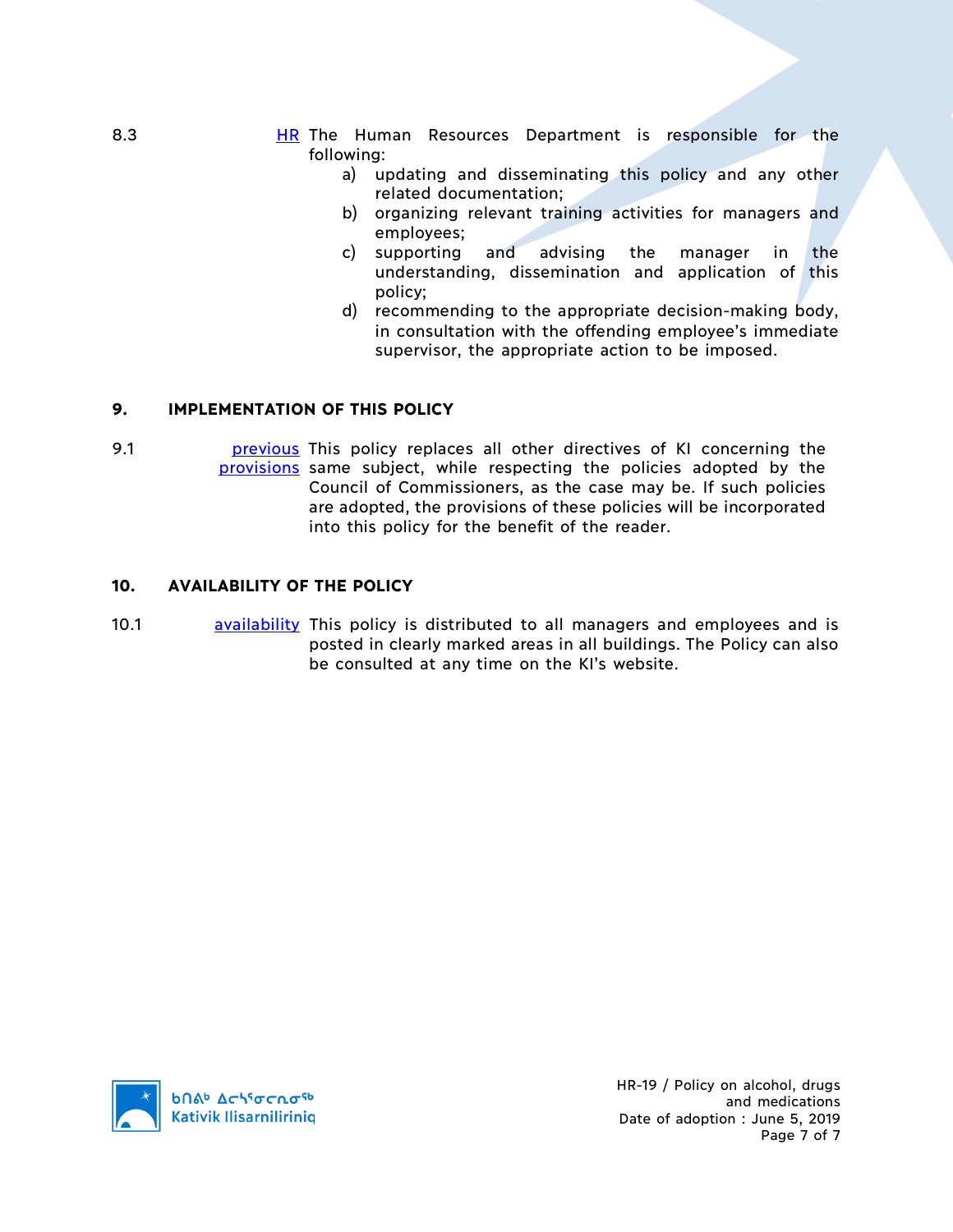8.3 HR The Human Resources Department is responsible for the following:

a) updating and disseminating this policy and any other related documentation;
b) organizing relevant training activities for managers and employees;
c) supporting and advising the manager in the understanding, dissemination and application of this policy;
d) recommending to the appropriate decision-making body, in consultation with the offending employee's immediate supervisor, the appropriate action to be imposed.

## 9. IMPLEMENTATION OF THIS POLICY

9.1 previous provisions This policy replaces all other directives of KI concerning the same subject, while respecting the policies adopted by the Council of Commissioners, as the case may be. If such policies are adopted, the provisions of these policies will be incorporated into this policy for the benefit of the reader.

## 10. AVAILABILITY OF THE POLICY

10.1 availability This policy is distributed to all managers and employees and is posted in clearly marked areas in all buildings. The Policy can also be consulted at any time on the KI's website.